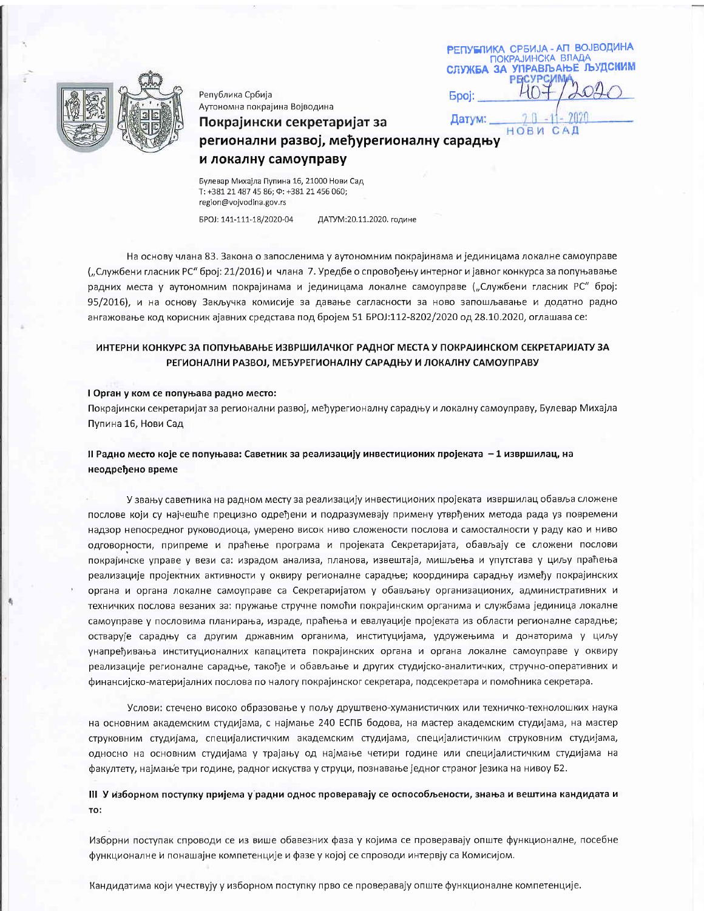РЕПУБЛИКА СРБИЈА - АП ВОЈВОДИНА
ПОКРАЈИНСКА ВЛАДА
СЛУЖБА ЗА УПРАВЉАЊЕ ЉУДСКИМ РЕСУРСИМА
Број: 407/2020
Датум: 20-11-2020
НОВИ САД

Република Србија
Аутономна покрајина Војводина

**Покрајински секретаријат за регионални развој, међурегионалну сарадњу и локалну самоуправу**

Булевар Михајла Пупина 16, 21000 Нови Сад
Т: +381 21 487 45 86; Ф: +381 21 456 060;
region@vojvodina.gov.rs

БРОЈ: 141-111-18/2020-04 ДАТУМ:20.11.2020. године

На основу члана 83. Закона о запосленима у аутономним покрајинама и јединицама локалне самоуправе („Службени гласник РС" број: 21/2016) и члана 7. Уредбе о спровођењу интерног и јавног конкурса за попуњавање радних места у аутономним покрајинама и јединицама локалне самоуправе („Службени гласник РС" број: 95/2016), и на основу Закључка комисије за давање сагласности за ново запошљавање и додатно радно ангажовање код корисник ајавних средстава под бројем 51 БРОЈ:112-8202/2020 од 28.10.2020, оглашава се:

## ИНТЕРНИ КОНКУРС ЗА ПОПУЊАВАЊЕ ИЗВРШИЛАЧКОГ РАДНОГ МЕСТА У ПОКРАЈИНСКОМ СЕКРЕТАРИЈАТУ ЗА РЕГИОНАЛНИ РАЗВОЈ, МЕЂУРЕГИОНАЛНУ САРАДЊУ И ЛОКАЛНУ САМОУПРАВУ

### I Орган у ком се попуњава радно место:

Покрајински секретаријат за регионални развој, међурегионалну сарадњу и локалну самоуправу, Булевар Михајла Пупина 16, Нови Сад

### II Радно место које се попуњава: Саветник за реализацију инвестиционих пројеката – 1 извршилац, на неодређено време

У звању саветника на радном месту за реализацију инвестиционих пројеката извршилац обавља сложене послове који су најчешће прецизно одређени и подразумевају примену утврђених метода рада уз повремени надзор непосредног руководиоца, умерено висок ниво сложености послова и самосталности у раду као и ниво одговорности, припреме и праћење програма и пројеката Секретаријата, обављају се сложени послови покрајинске управе у вези са: израдом анализа, планова, извештаја, мишљења и упутстава у циљу праћења реализације пројектних активности у оквиру регионалне сарадње; координира сарадњу између покрајинских органа и органа локалне самоуправе са Секретаријатом у обављању организационих, административних и техничких послова везаних за: пружање стручне помоћи покрајинским органима и службама јединица локалне самоуправе у пословима планирања, израде, праћења и евалуације пројеката из области регионалне сарадње; остварује сарадњу са другим државним органима, институцијама, удружењима и донаторима у циљу унапређивања институционалних капацитета покрајинских органа и органа локалне самоуправе у оквиру реализације регионалне сарадње, такође и обављање и других студијско-аналитичких, стручно-оперативних и финансијско-материјалних послова по налогу покрајинског секретара, подсекретара и помоћника секретара.

Услови: стечено високо образовање у пољу друштвено-хуманистичких или техничко-технолошких наука на основним академским студијама, с најмање 240 ЕСПБ бодова, на мастер академским студијама, на мастер струковним студијама, специјалистичким академским студијама, специјалистичким струковним студијама, односно на основним студијама у трајању од најмање четири године или специјалистичким студијама на факултету, најмање три године, радног искуства у струци, познавање једног страног језика на нивоу Б2.

### III У изборном поступку пријема у радни однос проверавају се оспособљености, знања и вештина кандидата и то:

Изборни поступак спроводи се из више обавезних фаза у којима се проверавају опште функционалне, посебне функционалне и понашајне компетенције и фазе у којој се спроводи интервју са Комисијом.

Кандидатима који учествују у изборном поступку прво се проверавају опште функционалне компетенције.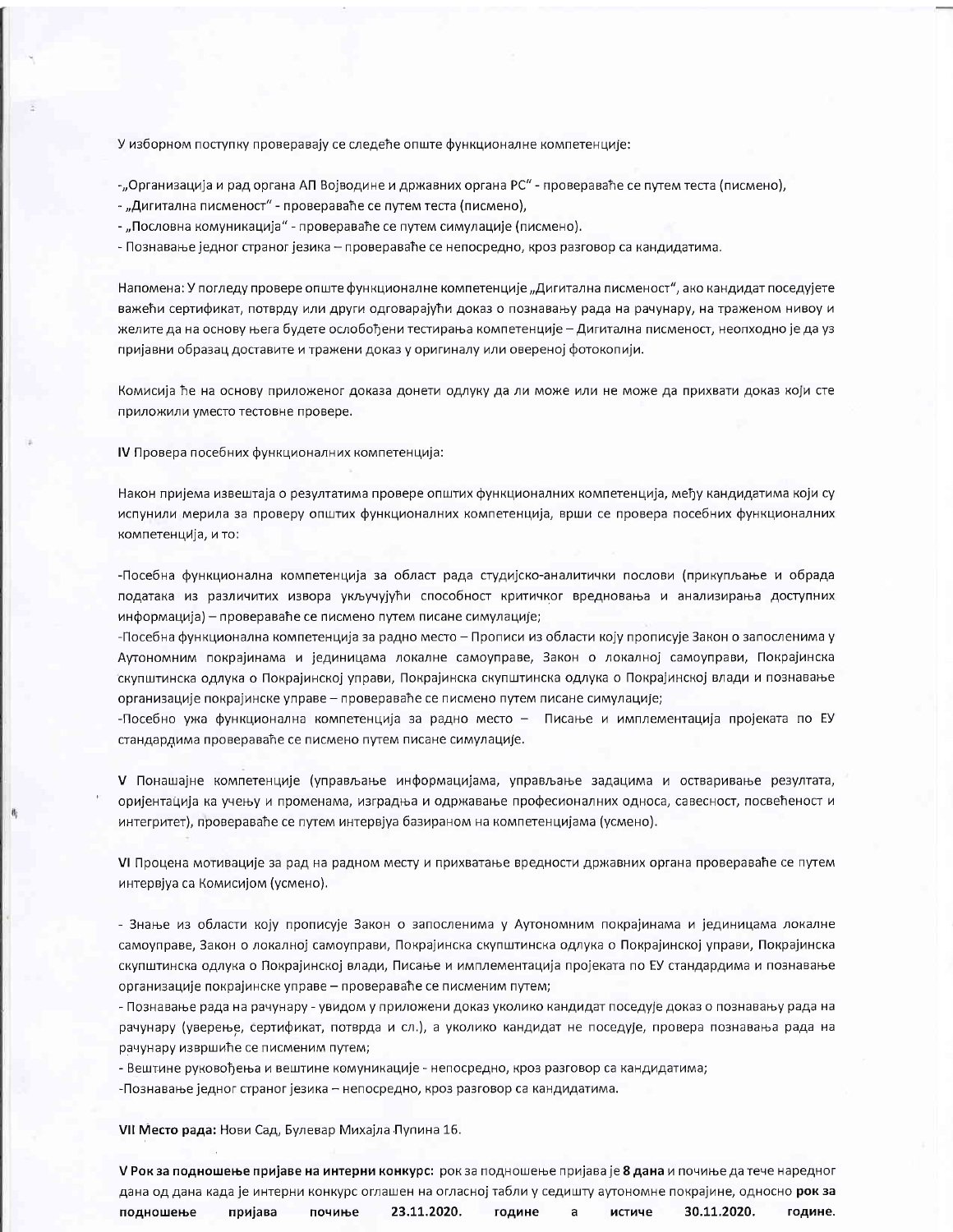У изборном поступку проверавају се следеће опште функционалне компетенције:

-„Организација и рад органа АП Војводине и државних органа РС" - провераваће се путем теста (писмено),
- „Дигитална писменост" - провераваће се путем теста (писмено),
- „Пословна комуникација" - провераваће се путем симулације (писмено).
- Познавање једног страног језика – провераваће се непосредно, кроз разговор са кандидатима.

Напомена: У погледу провере опште функционалне компетенције „Дигитална писменост", ако кандидат поседујете важећи сертификат, потврду или други одговарајући доказ о познавању рада на рачунару, на траженом нивоу и желите да на основу њега будете ослобођени тестирања компетенције – Дигитална писменост, неопходно је да уз пријавни образац доставите и тражени доказ у оригиналу или овереној фотокопији.

Комисија ће на основу приложеног доказа донети одлуку да ли може или не може да прихвати доказ који сте приложили уместо тестовне провере.

IV Провера посебних функционалних компетенција:

Након пријема извештаја о резултатима провере општих функционалних компетенција, међу кандидатима који су испунили мерила за проверу општих функционалних компетенција, врши се провера посебних функционалних компетенција, и то:

-Посебна функционална компетенција за област рада студијско-аналитички послови (прикупљање и обрада података из различитих извора укључујући способност критичког вредновања и анализирања доступних информација) – провераваће се писмено путем писане симулације;
-Посебна функционална компетенција за радно место – Прописи из области коју прописује Закон о запосленима у Аутономним покрајинама и јединицама локалне самоуправе, Закон о локалној самоуправи, Покрајинска скупштинска одлука о Покрајинској управи, Покрајинска скупштинска одлука о Покрајинској влади и познавање организације покрајинске управе – провераваће се писмено путем писане симулације;
-Посебно ужа функционална компетенција за радно место – Писање и имплементација пројеката по ЕУ стандардима провераваће се писмено путем писане симулације.

V Понашајне компетенције (управљање информацијама, управљање задацима и остваривање резултата, оријентација ка учењу и променама, изградња и одржавање професионалних односа, савесност, посвећеност и интегритет), провераваће се путем интервјуа базираном на компетенцијама (усмено).

VI Процена мотивације за рад на радном месту и прихватање вредности државних органа провераваће се путем интервјуа са Комисијом (усмено).

- Знање из области коју прописује Закон о запосленима у Аутономним покрајинама и јединицама локалне самоуправе, Закон о локалној самоуправи, Покрајинска скупштинска одлука о Покрајинској управи, Покрајинска скупштинска одлука о Покрајинској влади, Писање и имплементација пројеката по ЕУ стандардима и познавање организације покрајинске управе – провераваће се писменим путем;
- Познавање рада на рачунару - увидом у приложени доказ уколико кандидат поседује доказ о познавању рада на рачунару (уверење, сертификат, потврда и сл.), а уколико кандидат не поседује, провера познавања рада на рачунару извршиће се писменим путем;
- Вештине руковођења и вештине комуникације - непосредно, кроз разговор са кандидатима;
-Познавање једног страног језика – непосредно, кроз разговор са кандидатима.

**VII Место рада:** Нови Сад, Булевар Михајла Пупина 16.

**V Рок за подношење пријаве на интерни конкурс:** рок за подношење пријава је **8 дана** и почиње да тече наредног дана од дана када је интерни конкурс оглашен на огласној табли у седишту аутономне покрајине, односно **рок за подношење пријава почиње 23.11.2020. године** а **истиче 30.11.2020. године**.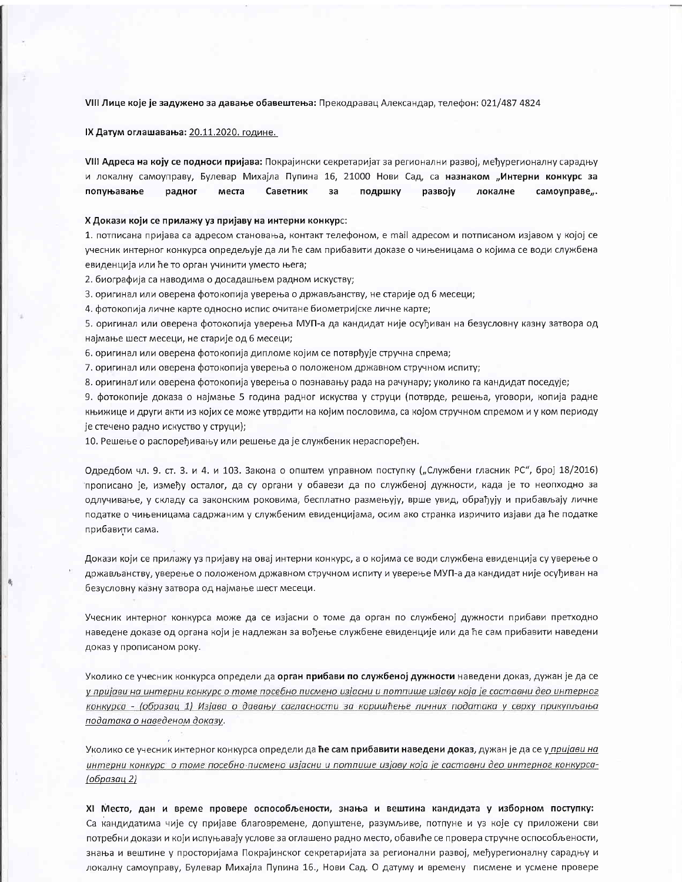**VIII Лице које је задужено за давање обавештења:** Прекодравац Александар, телефон: 021/487 4824

**IX Датум оглашавања:** 20.11.2020. године.

**VIII Адреса на коју се подноси пријава:** Покрајински секретаријат за регионални развој, међурегионалну сарадњу и локалну самоуправу, Булевар Михајла Пупина 16, 21000 Нови Сад, са **назнаком „Интерни конкурс за попуњавање радног места Саветник за подршку развоју локалне самоуправе„.**

**X Докази који се прилажу уз пријаву на интерни конкурс:**

1. потписана пријава са адресом становања, контакт телефоном, е mail адресом и потписаном изјавом у којој се учесник интерног конкурса опредељује да ли ће сам прибавити доказе о чињеницама о којима се води службена евиденција или ће то орган учинити уместо њега;
2. биографија са наводима о досадашњем радном искуству;
3. оригинал или оверена фотокопија уверења о држављанству, не старије од 6 месеци;
4. фотокопија личне карте односно испис очитане биометријске личне карте;
5. оригинал или оверена фотокопија уверења МУП-а да кандидат није осуђиван на безусловну казну затвора од најмање шест месеци, не старије од 6 месеци;
6. оригинал или оверена фотокопија дипломе којим се потврђује стручна спрема;
7. оригинал или оверена фотокопија уверења о положеном државном стручном испиту;
8. оригинал или оверена фотокопија уверења о познавању рада на рачунару; уколико га кандидат поседује;
9. фотокопије доказа о најмање 5 година радног искуства у струци (потврде, решења, уговори, копија радне књижице и други акти из којих се може утврдити на којим пословима, са којом стручном спремом и у ком периоду је стечено радно искуство у струци);
10. Решење о распоређивању или решење да је службеник нераспоређен.

Одредбом чл. 9. ст. 3. и 4. и 103. Закона о општем управном поступку („Службени гласник РС", број 18/2016) прописано је, између осталог, да су органи у обавези да по службеној дужности, када је то неопходно за одлучивање, у складу са законским роковима, бесплатно размењују, врше увид, обрађују и прибављају личне податке о чињеницама садржаним у службеним евиденцијама, осим ако странка изричито изјави да ће податке прибавити сама.

Докази који се прилажу уз пријаву на овај интерни конкурс, а о којима се води службена евиденција су уверење о држављанству, уверење о положеном државном стручном испиту и уверење МУП-а да кандидат није осуђиван на безусловну казну затвора од најмање шест месеци.

Учесник интерног конкурса може да се изјасни о томе да орган по службеној дужности прибави претходно наведене доказе од органа који је надлежан за вођење службене евиденције или да ће сам прибавити наведени доказ у прописаном року.

Уколико се учесник конкурса определи да **орган прибави по службеној дужности** наведени доказ, дужан је да се *у пријави на интерни конкурс о томе посебно писмено изјасни и потпише изјаву која је саставни део интерног конкурса - (образац 1) Изјава о давању сагласности за коришћење личних података у сврху прикупљања података о наведеном доказу.*

Уколико се учесник интерног конкурса определи да **ће сам прибавити наведени доказ**, дужан је да се *у пријави на интерни конкурс о томе посебно писмено изјасни и потпише изјаву која је саставни део интерног конкурса- (образац 2)*

**XI Место, дан и време провере оспособљености, знања и вештина кандидата у изборном поступку:** Са кандидатима чије су пријаве благовремене, допуштене, разумљиве, потпуне и уз које су приложени сви потребни докази и који испуњавају услове за оглашено радно место, обавиће се провера стручне оспособљености, знања и вештине у просторијама Покрајинског секретаријата за регионални развој, међурегионалну сарадњу и локалну самоуправу, Булевар Михајла Пупина 16., Нови Сад. О датуму и времену писмене и усмене провере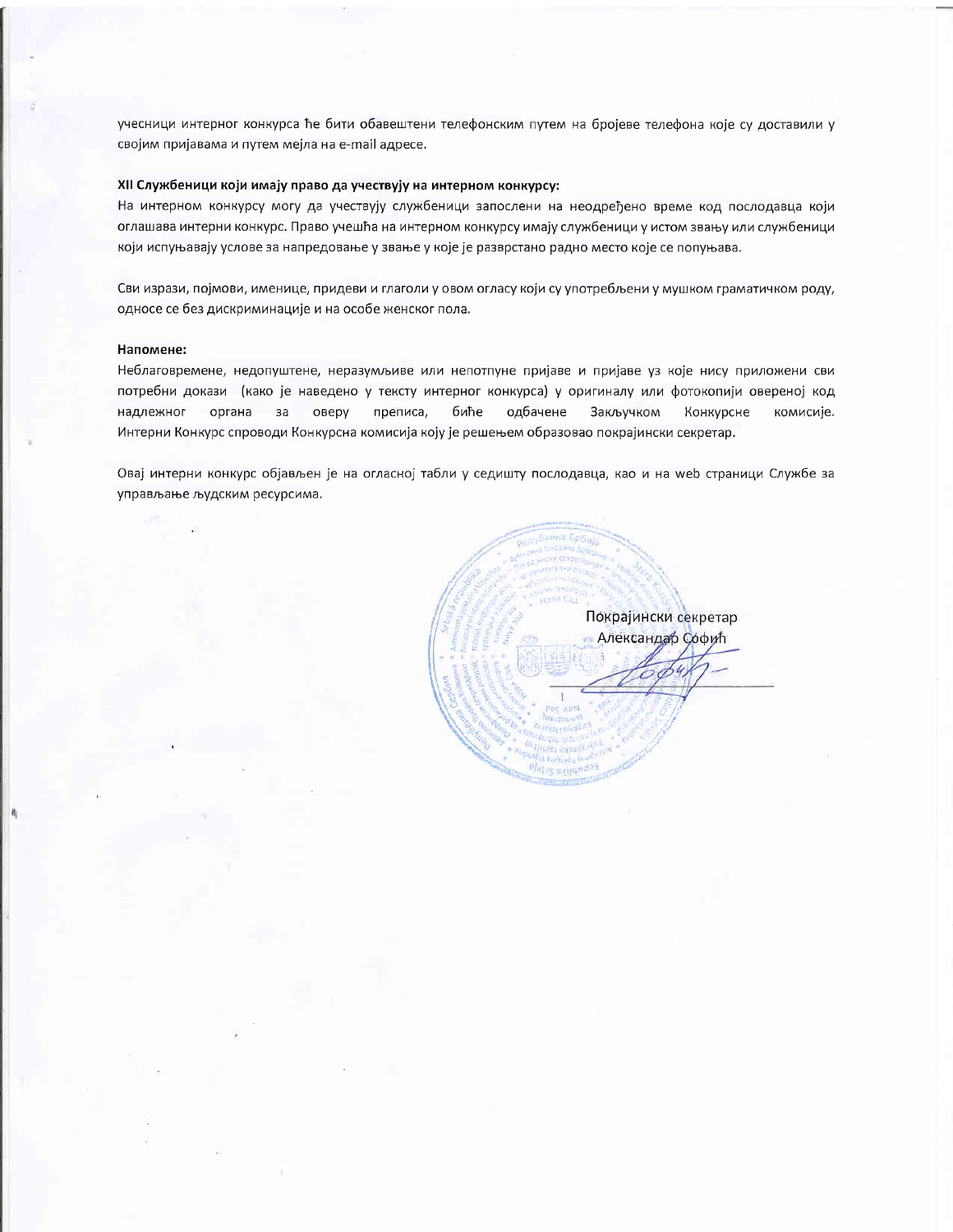учесници интерног конкурса ће бити обавештени телефонским путем на бројеве телефона које су доставили у својим пријавама и путем мејла на e-mail адресе.

**XII Службеници који имају право да учествују на интерном конкурсу:**

На интерном конкурсу могу да учествују службеници запослени на неодређено време код послодавца који оглашава интерни конкурс. Право учешћа на интерном конкурсу имају службеници у истом звању или службеници који испуњавају услове за напредовање у звање у које је разврстано радно место које се попуњава.

Сви изрази, појмови, именице, придеви и глаголи у овом огласу који су употребљени у мушком граматичком роду, односе се без дискриминације и на особе женског пола.

**Напомене:**

Неблаговремене, недопуштене, неразумљиве или непотпуне пријаве и пријаве уз које нису приложени сви потребни докази (како је наведено у тексту интерног конкурса) у оригиналу или фотокопији овереној код надлежног органа за оверу преписа, биће одбачене Закључком Конкурсне комисије. Интерни Конкурс спроводи Конкурсна комисија коју је решењем образовао покрајински секретар.

Овај интерни конкурс објављен је на огласној табли у седишту послодавца, као и на web страници Службе за управљање људским ресурсима.

Покрајински секретар

Александар Софић